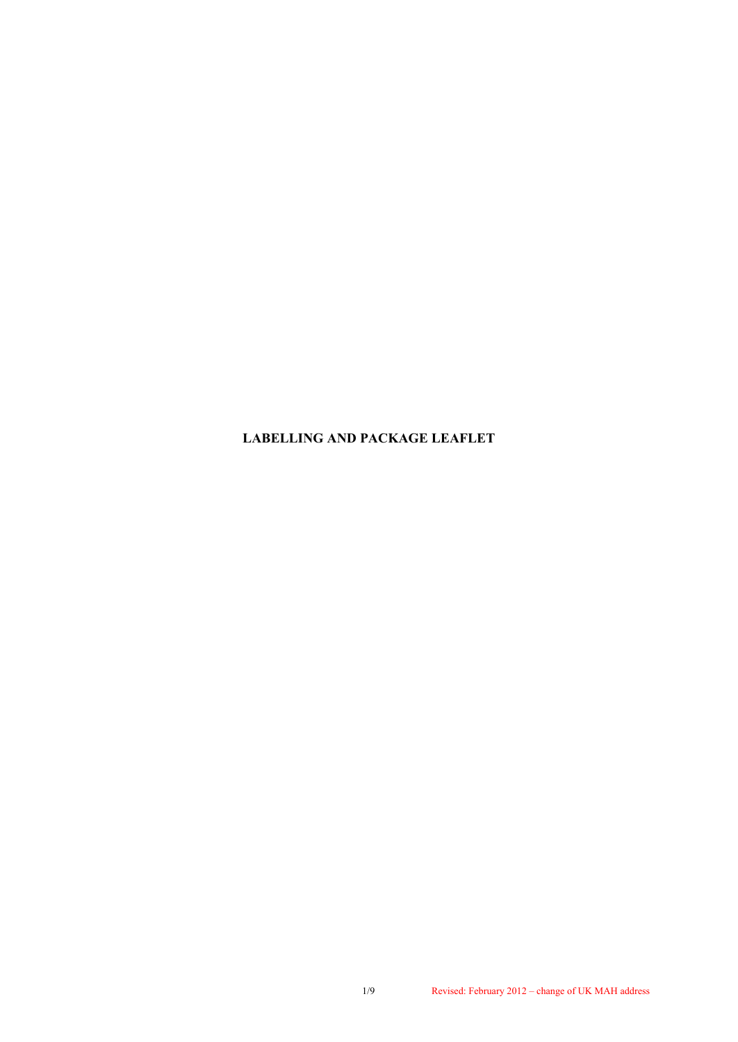# LABELLING AND PACKAGE LEAFLET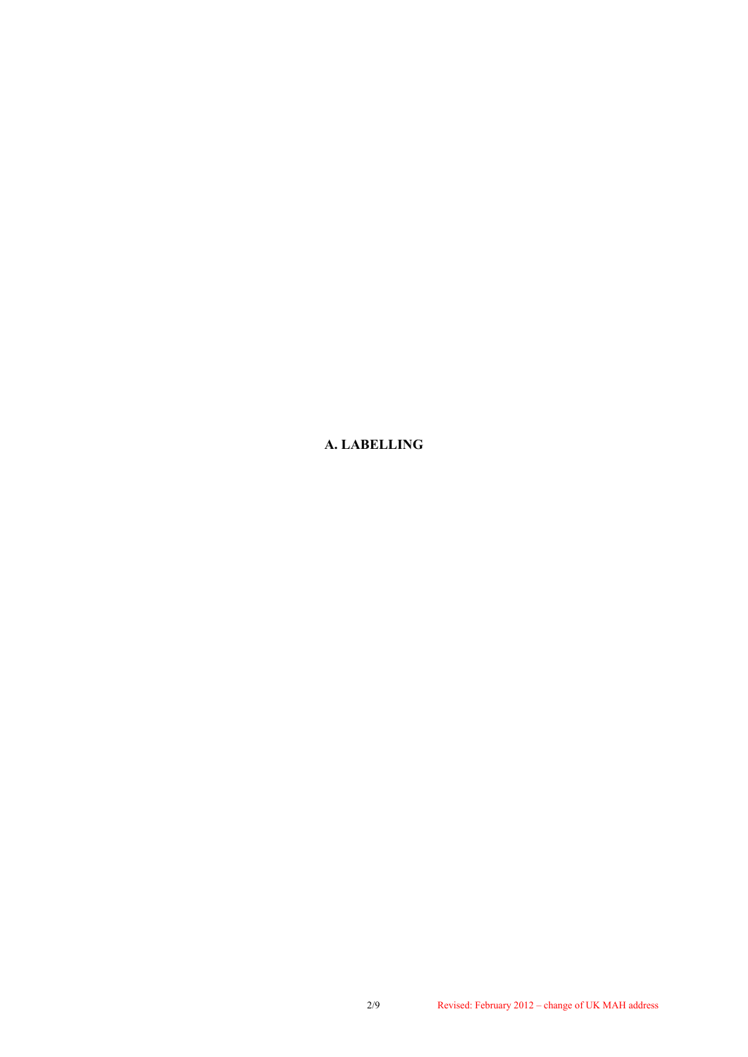# A. LABELLING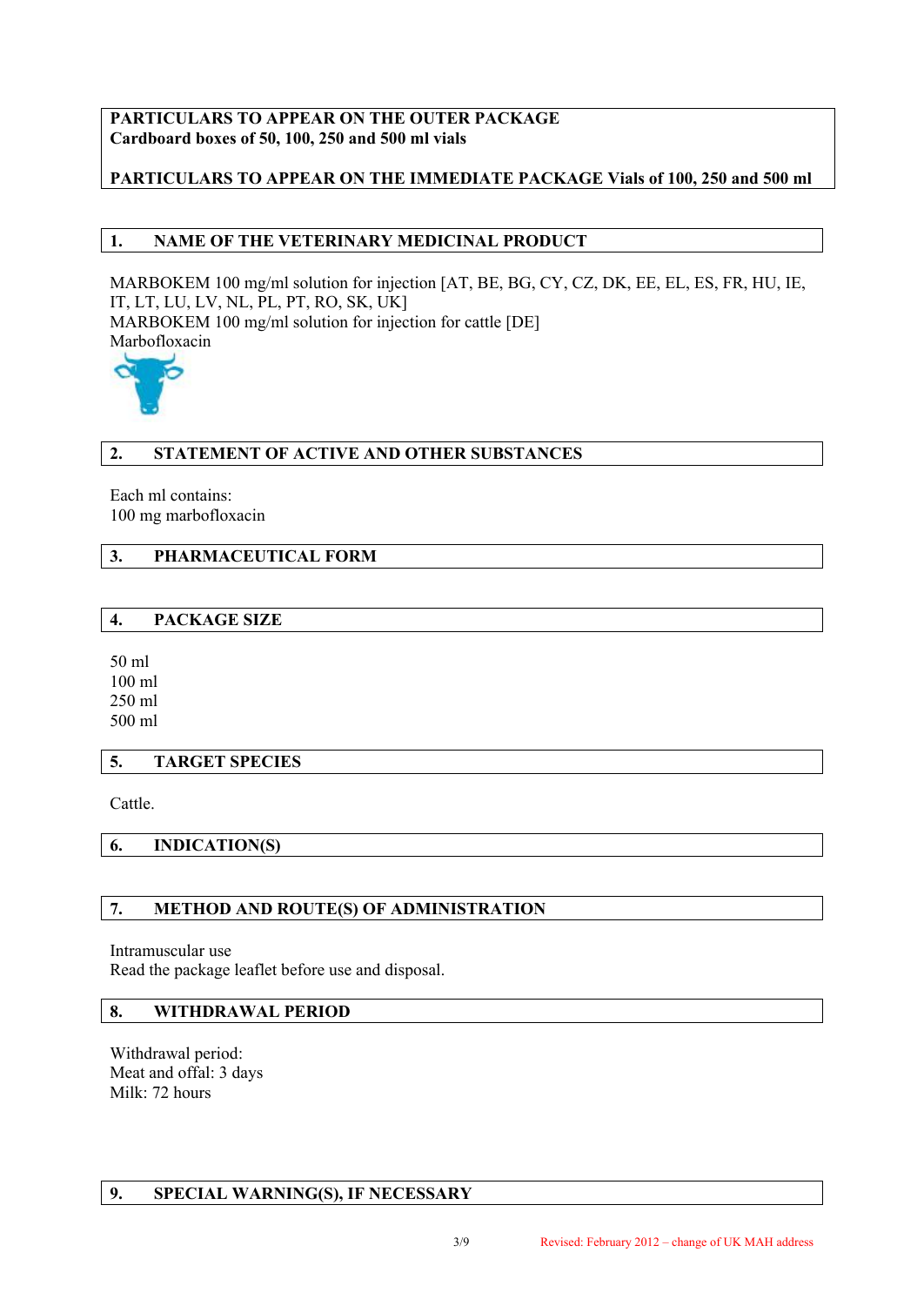**PARTICULARS TO APPEAR ON THE OUTER PACKAGE**
**Cardboard boxes of 50, 100, 250 and 500 ml vials**

**PARTICULARS TO APPEAR ON THE IMMEDIATE PACKAGE Vials of 100, 250 and 500 ml**

## 1. NAME OF THE VETERINARY MEDICINAL PRODUCT

MARBOKEM 100 mg/ml solution for injection [AT, BE, BG, CY, CZ, DK, EE, EL, ES, FR, HU, IE, IT, LT, LU, LV, NL, PL, PT, RO, SK, UK]
MARBOKEM 100 mg/ml solution for injection for cattle [DE]
Marbofloxacin

## 2. STATEMENT OF ACTIVE AND OTHER SUBSTANCES

Each ml contains:
100 mg marbofloxacin

## 3. PHARMACEUTICAL FORM

## 4. PACKAGE SIZE

50 ml
100 ml
250 ml
500 ml

## 5. TARGET SPECIES

Cattle.

## 6. INDICATION(S)

## 7. METHOD AND ROUTE(S) OF ADMINISTRATION

Intramuscular use
Read the package leaflet before use and disposal.

## 8. WITHDRAWAL PERIOD

Withdrawal period:
Meat and offal: 3 days
Milk: 72 hours

## 9. SPECIAL WARNING(S), IF NECESSARY

Revised: February 2012 – change of UK MAH address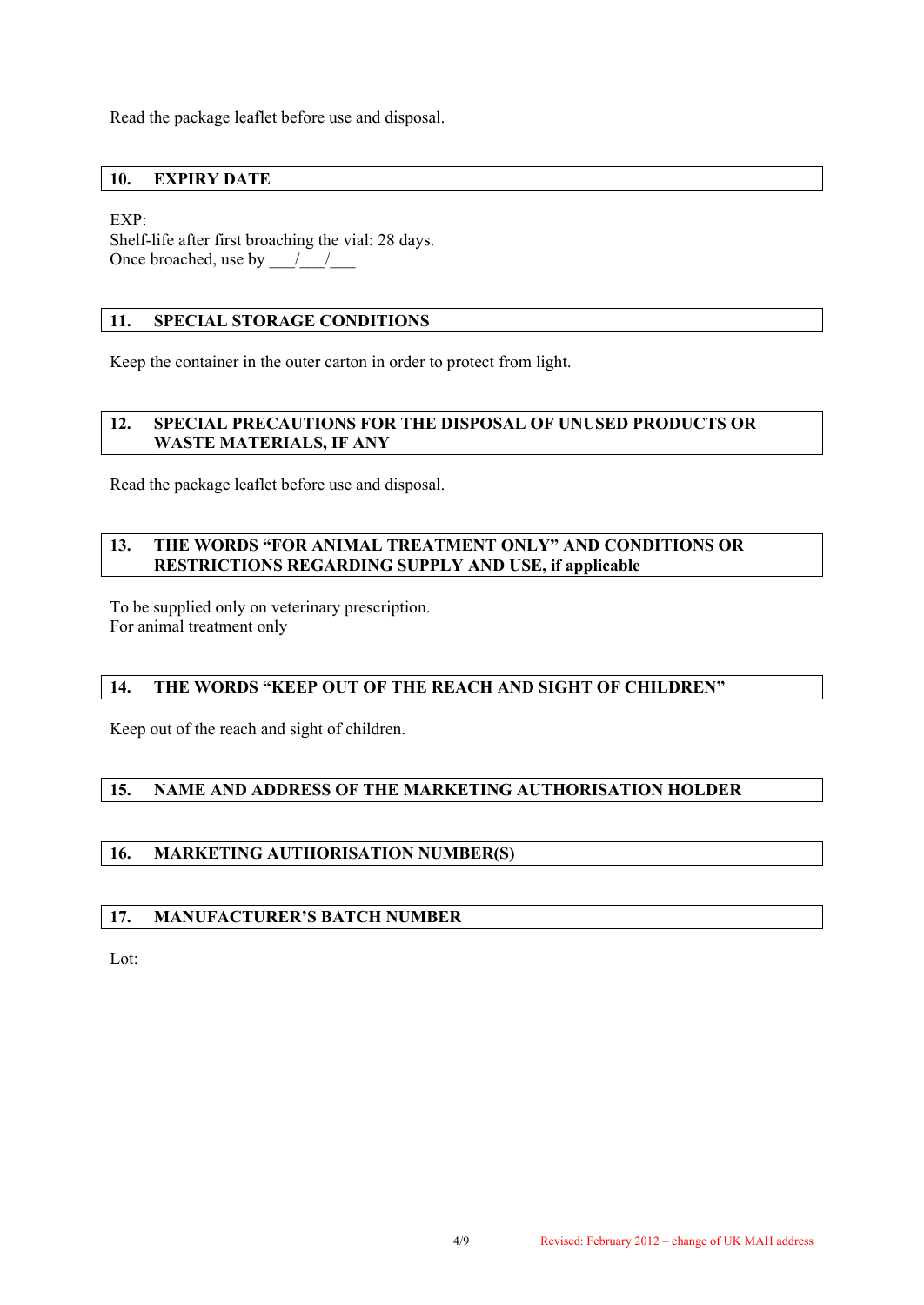Read the package leaflet before use and disposal.

## 10. EXPIRY DATE

EXP:
Shelf-life after first broaching the vial: 28 days.
Once broached, use by ___/___/___

## 11. SPECIAL STORAGE CONDITIONS

Keep the container in the outer carton in order to protect from light.

## 12. SPECIAL PRECAUTIONS FOR THE DISPOSAL OF UNUSED PRODUCTS OR WASTE MATERIALS, IF ANY

Read the package leaflet before use and disposal.

## 13. THE WORDS "FOR ANIMAL TREATMENT ONLY" AND CONDITIONS OR RESTRICTIONS REGARDING SUPPLY AND USE, if applicable

To be supplied only on veterinary prescription.
For animal treatment only

## 14. THE WORDS "KEEP OUT OF THE REACH AND SIGHT OF CHILDREN"

Keep out of the reach and sight of children.

## 15. NAME AND ADDRESS OF THE MARKETING AUTHORISATION HOLDER

## 16. MARKETING AUTHORISATION NUMBER(S)

## 17. MANUFACTURER'S BATCH NUMBER

Lot:

Revised: February 2012 – change of UK MAH address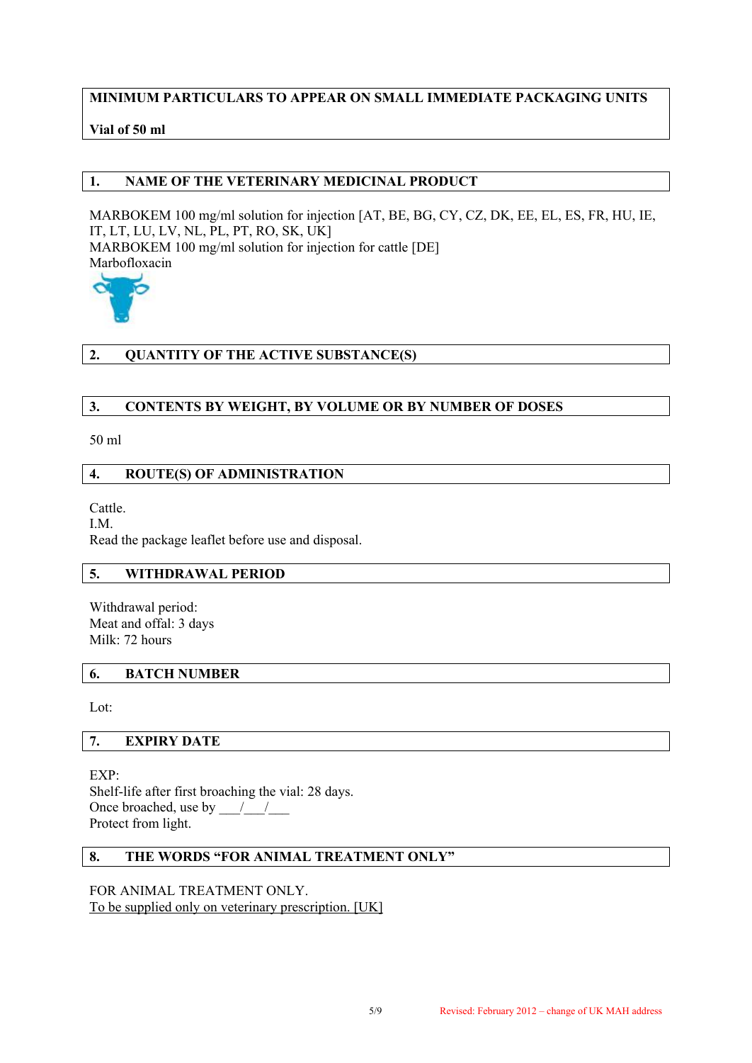**MINIMUM PARTICULARS TO APPEAR ON SMALL IMMEDIATE PACKAGING UNITS**

**Vial of 50 ml**

## 1. NAME OF THE VETERINARY MEDICINAL PRODUCT

MARBOKEM 100 mg/ml solution for injection [AT, BE, BG, CY, CZ, DK, EE, EL, ES, FR, HU, IE, IT, LT, LU, LV, NL, PL, PT, RO, SK, UK]
MARBOKEM 100 mg/ml solution for injection for cattle [DE]
Marbofloxacin

## 2. QUANTITY OF THE ACTIVE SUBSTANCE(S)

## 3. CONTENTS BY WEIGHT, BY VOLUME OR BY NUMBER OF DOSES

50 ml

## 4. ROUTE(S) OF ADMINISTRATION

Cattle.
I.M.
Read the package leaflet before use and disposal.

## 5. WITHDRAWAL PERIOD

Withdrawal period:
Meat and offal: 3 days
Milk: 72 hours

## 6. BATCH NUMBER

Lot:

## 7. EXPIRY DATE

EXP:
Shelf-life after first broaching the vial: 28 days.
Once broached, use by ___/___/___
Protect from light.

## 8. THE WORDS "FOR ANIMAL TREATMENT ONLY"

FOR ANIMAL TREATMENT ONLY.
To be supplied only on veterinary prescription. [UK]

Revised: February 2012 – change of UK MAH address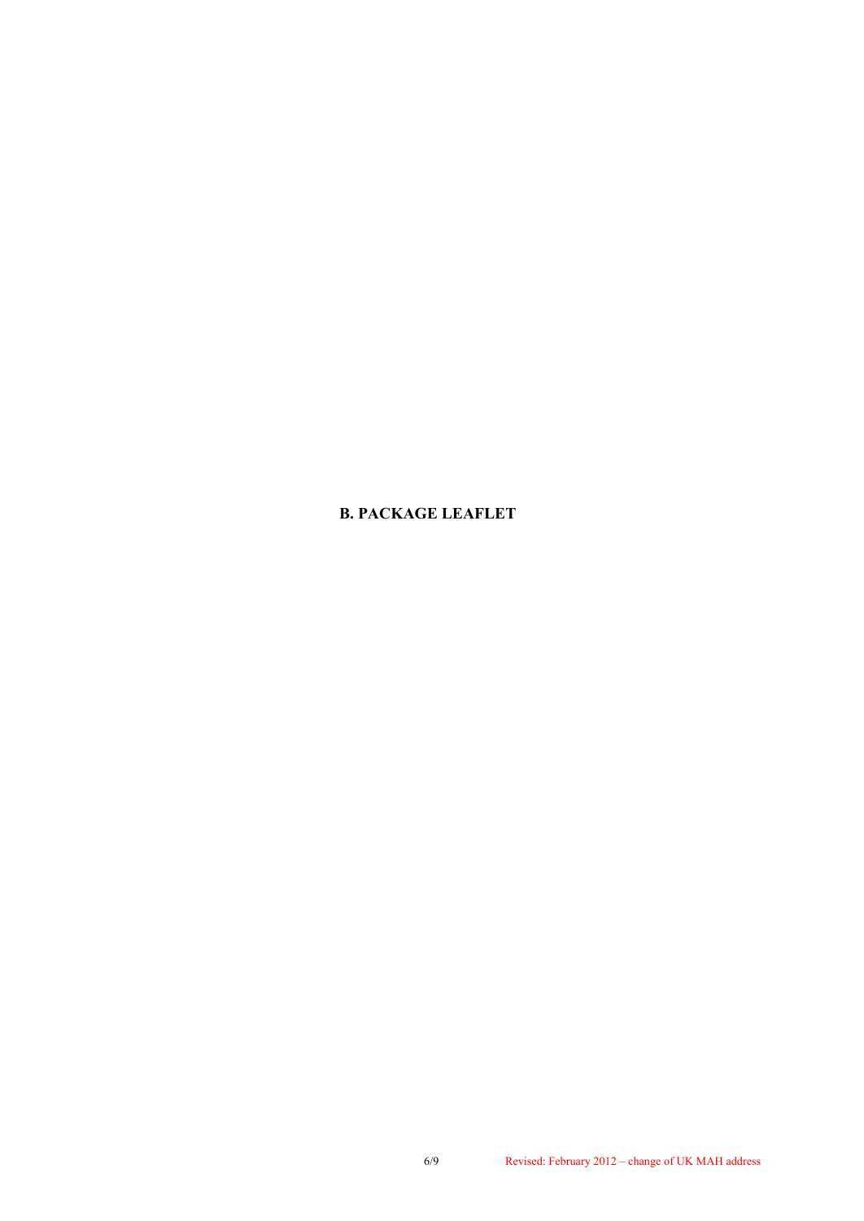# B. PACKAGE LEAFLET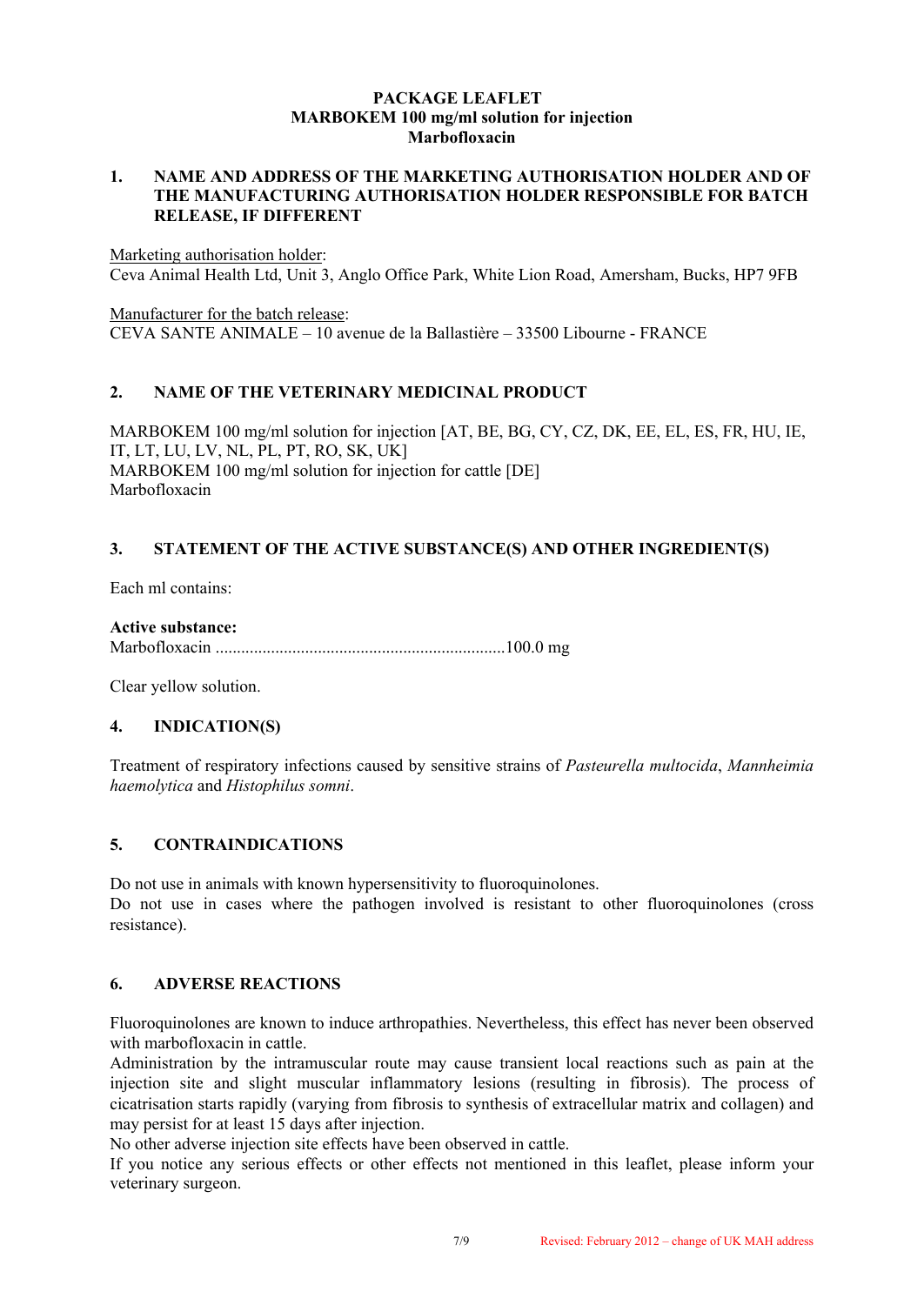**PACKAGE LEAFLET**
**MARBOKEM 100 mg/ml solution for injection**
**Marbofloxacin**

## 1. NAME AND ADDRESS OF THE MARKETING AUTHORISATION HOLDER AND OF THE MANUFACTURING AUTHORISATION HOLDER RESPONSIBLE FOR BATCH RELEASE, IF DIFFERENT

Marketing authorisation holder:
Ceva Animal Health Ltd, Unit 3, Anglo Office Park, White Lion Road, Amersham, Bucks, HP7 9FB

Manufacturer for the batch release:
CEVA SANTE ANIMALE – 10 avenue de la Ballastière – 33500 Libourne - FRANCE

## 2. NAME OF THE VETERINARY MEDICINAL PRODUCT

MARBOKEM 100 mg/ml solution for injection [AT, BE, BG, CY, CZ, DK, EE, EL, ES, FR, HU, IE, IT, LT, LU, LV, NL, PL, PT, RO, SK, UK]
MARBOKEM 100 mg/ml solution for injection for cattle [DE]
Marbofloxacin

## 3. STATEMENT OF THE ACTIVE SUBSTANCE(S) AND OTHER INGREDIENT(S)

Each ml contains:

**Active substance:**
Marbofloxacin ...................................................................100.0 mg

Clear yellow solution.

## 4. INDICATION(S)

Treatment of respiratory infections caused by sensitive strains of *Pasteurella multocida*, *Mannheimia haemolytica* and *Histophilus somni*.

## 5. CONTRAINDICATIONS

Do not use in animals with known hypersensitivity to fluoroquinolones.
Do not use in cases where the pathogen involved is resistant to other fluoroquinolones (cross resistance).

## 6. ADVERSE REACTIONS

Fluoroquinolones are known to induce arthropathies. Nevertheless, this effect has never been observed with marbofloxacin in cattle.
Administration by the intramuscular route may cause transient local reactions such as pain at the injection site and slight muscular inflammatory lesions (resulting in fibrosis). The process of cicatrisation starts rapidly (varying from fibrosis to synthesis of extracellular matrix and collagen) and may persist for at least 15 days after injection.
No other adverse injection site effects have been observed in cattle.
If you notice any serious effects or other effects not mentioned in this leaflet, please inform your veterinary surgeon.

Revised: February 2012 – change of UK MAH address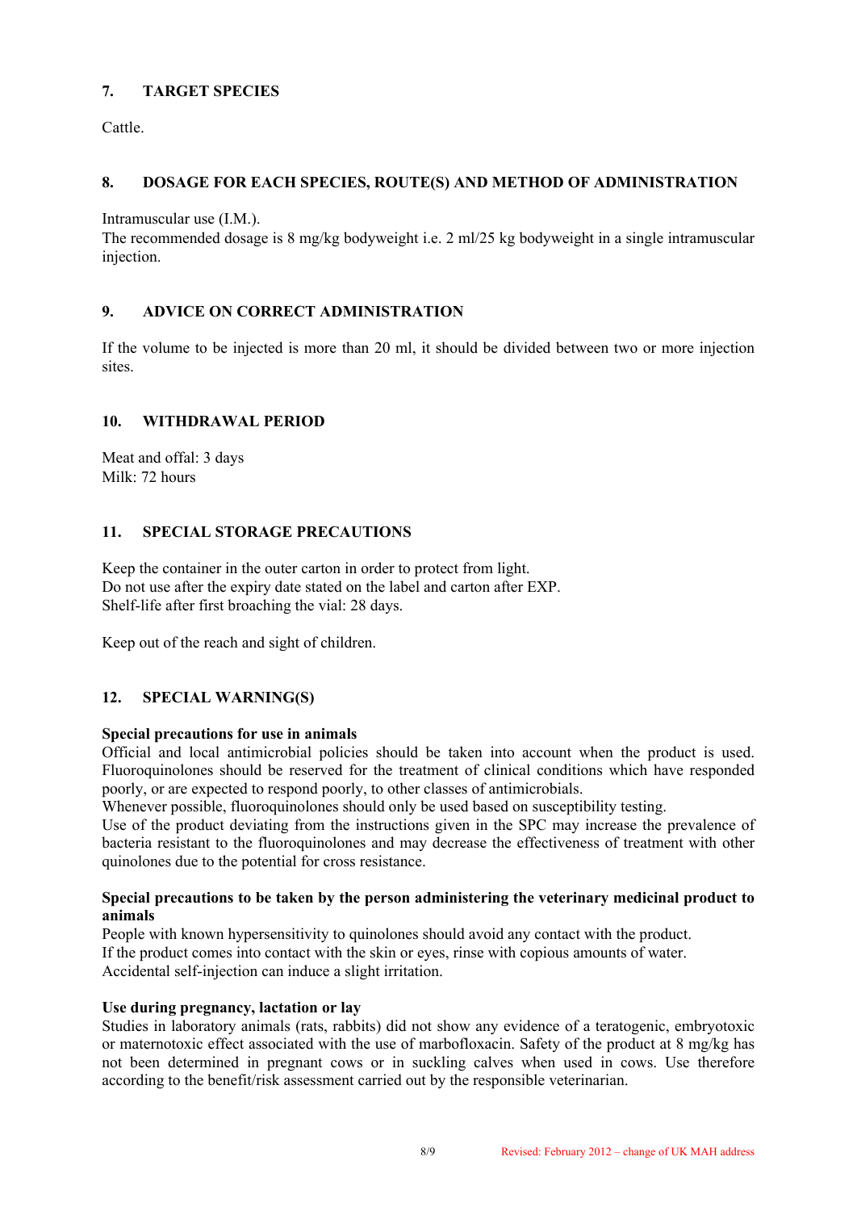## 7. TARGET SPECIES

Cattle.

## 8. DOSAGE FOR EACH SPECIES, ROUTE(S) AND METHOD OF ADMINISTRATION

Intramuscular use (I.M.).
The recommended dosage is 8 mg/kg bodyweight i.e. 2 ml/25 kg bodyweight in a single intramuscular injection.

## 9. ADVICE ON CORRECT ADMINISTRATION

If the volume to be injected is more than 20 ml, it should be divided between two or more injection sites.

## 10. WITHDRAWAL PERIOD

Meat and offal: 3 days
Milk: 72 hours

## 11. SPECIAL STORAGE PRECAUTIONS

Keep the container in the outer carton in order to protect from light.
Do not use after the expiry date stated on the label and carton after EXP.
Shelf-life after first broaching the vial: 28 days.

Keep out of the reach and sight of children.

## 12. SPECIAL WARNING(S)

**Special precautions for use in animals**
Official and local antimicrobial policies should be taken into account when the product is used. Fluoroquinolones should be reserved for the treatment of clinical conditions which have responded poorly, or are expected to respond poorly, to other classes of antimicrobials.
Whenever possible, fluoroquinolones should only be used based on susceptibility testing.
Use of the product deviating from the instructions given in the SPC may increase the prevalence of bacteria resistant to the fluoroquinolones and may decrease the effectiveness of treatment with other quinolones due to the potential for cross resistance.

**Special precautions to be taken by the person administering the veterinary medicinal product to animals**
People with known hypersensitivity to quinolones should avoid any contact with the product.
If the product comes into contact with the skin or eyes, rinse with copious amounts of water.
Accidental self-injection can induce a slight irritation.

**Use during pregnancy, lactation or lay**
Studies in laboratory animals (rats, rabbits) did not show any evidence of a teratogenic, embryotoxic or maternotoxic effect associated with the use of marbofloxacin. Safety of the product at 8 mg/kg has not been determined in pregnant cows or in suckling calves when used in cows. Use therefore according to the benefit/risk assessment carried out by the responsible veterinarian.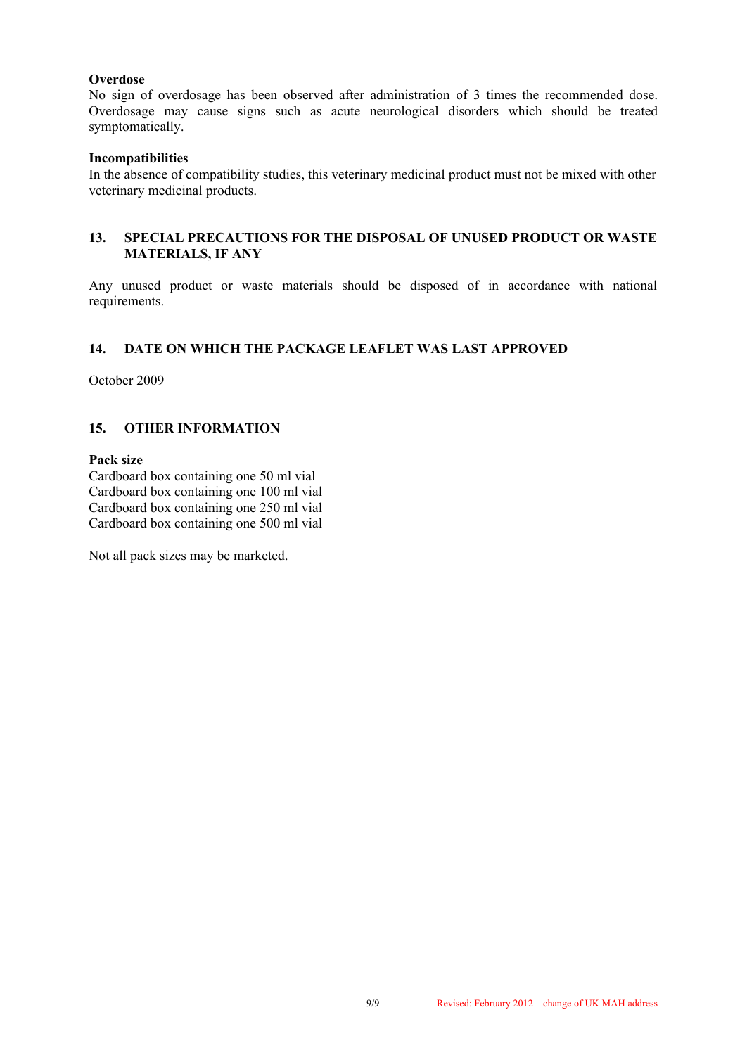**Overdose**
No sign of overdosage has been observed after administration of 3 times the recommended dose. Overdosage may cause signs such as acute neurological disorders which should be treated symptomatically.

**Incompatibilities**
In the absence of compatibility studies, this veterinary medicinal product must not be mixed with other veterinary medicinal products.

## 13. SPECIAL PRECAUTIONS FOR THE DISPOSAL OF UNUSED PRODUCT OR WASTE MATERIALS, IF ANY

Any unused product or waste materials should be disposed of in accordance with national requirements.

## 14. DATE ON WHICH THE PACKAGE LEAFLET WAS LAST APPROVED

October 2009

## 15. OTHER INFORMATION

**Pack size**
Cardboard box containing one 50 ml vial
Cardboard box containing one 100 ml vial
Cardboard box containing one 250 ml vial
Cardboard box containing one 500 ml vial

Not all pack sizes may be marketed.

Revised: February 2012 – change of UK MAH address